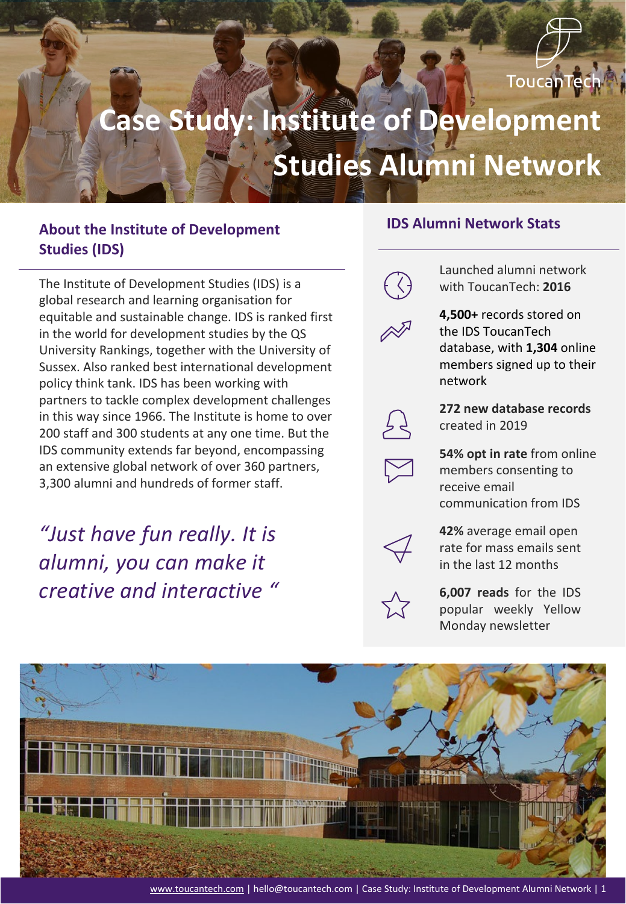# Case Study: Institute of Development Studies Alumni Network

## About the Institute of Development Studies (IDS)

The Institute of Development Studies (IDS) is a global research and learning organisation for equitable and sustainable change. IDS is ranked first in the world for development studies by the QS University Rankings, together with the University of Sussex. Also ranked best international development policy think tank. IDS has been working with partners to tackle complex development challenges in this way since 1966. The Institute is home to over 200 staff and 300 students at any one time. But the IDS community extends far beyond, encompassing an extensive global network of over 360 partners, 3,300 alumni and hundreds of former staff.

*"Just have fun really. It is alumni, you can make it creative and interactive "*

## IDS Alumni Network Stats

- Launched alumni network with ToucanTech: **2016**
- **4,500+** records stored on the IDS ToucanTech database, with **1,304** online members signed up to their network
- **272 new database records** created in 2019
- **54% opt in rate** from online members consenting to receive email communication from IDS
- **42%** average email open rate for mass emails sent in the last 12 months
- **6,007 reads** for the IDS popular weekly Yellow Monday newsletter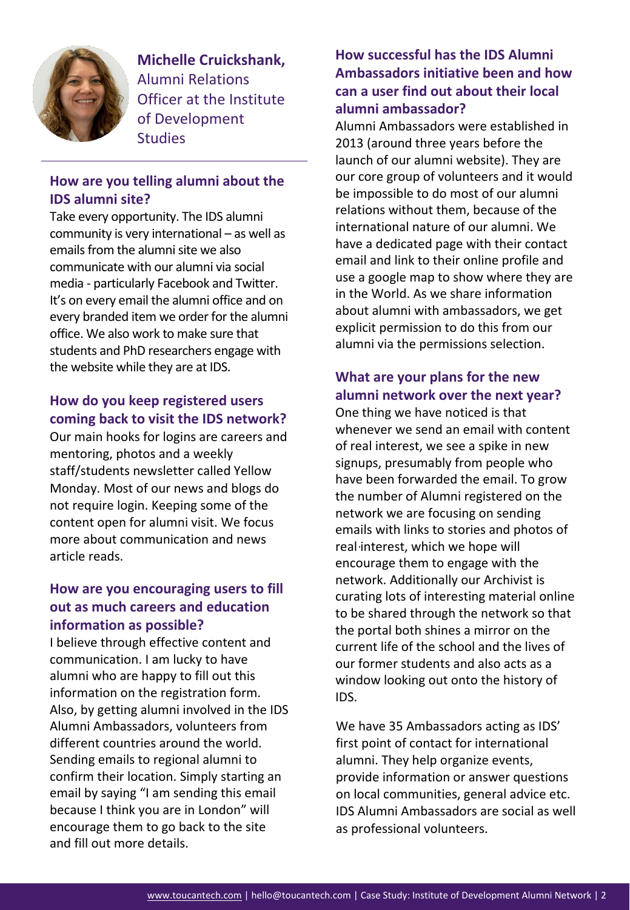**Michelle Cruickshank,** Alumni Relations Officer at the Institute of Development Studies

## How are you telling alumni about the IDS alumni site?

Take every opportunity. The IDS alumni community is very international – as well as emails from the alumni site we also communicate with our alumni via social media - particularly Facebook and Twitter. It's on every email the alumni office and on every branded item we order for the alumni office. We also work to make sure that students and PhD researchers engage with the website while they are at IDS.

## How do you keep registered users coming back to visit the IDS network?

Our main hooks for logins are careers and mentoring, photos and a weekly staff/students newsletter called Yellow Monday. Most of our news and blogs do not require login. Keeping some of the content open for alumni visit. We focus more about communication and news article reads.

## How are you encouraging users to fill out as much careers and education information as possible?

I believe through effective content and communication. I am lucky to have alumni who are happy to fill out this information on the registration form. Also, by getting alumni involved in the IDS Alumni Ambassadors, volunteers from different countries around the world. Sending emails to regional alumni to confirm their location. Simply starting an email by saying "I am sending this email because I think you are in London" will encourage them to go back to the site and fill out more details.

## How successful has the IDS Alumni Ambassadors initiative been and how can a user find out about their local alumni ambassador?

Alumni Ambassadors were established in 2013 (around three years before the launch of our alumni website). They are our core group of volunteers and it would be impossible to do most of our alumni relations without them, because of the international nature of our alumni. We have a dedicated page with their contact email and link to their online profile and use a google map to show where they are in the World. As we share information about alumni with ambassadors, we get explicit permission to do this from our alumni via the permissions selection.

## What are your plans for the new alumni network over the next year?

One thing we have noticed is that whenever we send an email with content of real interest, we see a spike in new signups, presumably from people who have been forwarded the email. To grow the number of Alumni registered on the network we are focusing on sending emails with links to stories and photos of real interest, which we hope will encourage them to engage with the network. Additionally our Archivist is curating lots of interesting material online to be shared through the network so that the portal both shines a mirror on the current life of the school and the lives of our former students and also acts as a window looking out onto the history of IDS.

We have 35 Ambassadors acting as IDS' first point of contact for international alumni. They help organize events, provide information or answer questions on local communities, general advice etc. IDS Alumni Ambassadors are social as well as professional volunteers.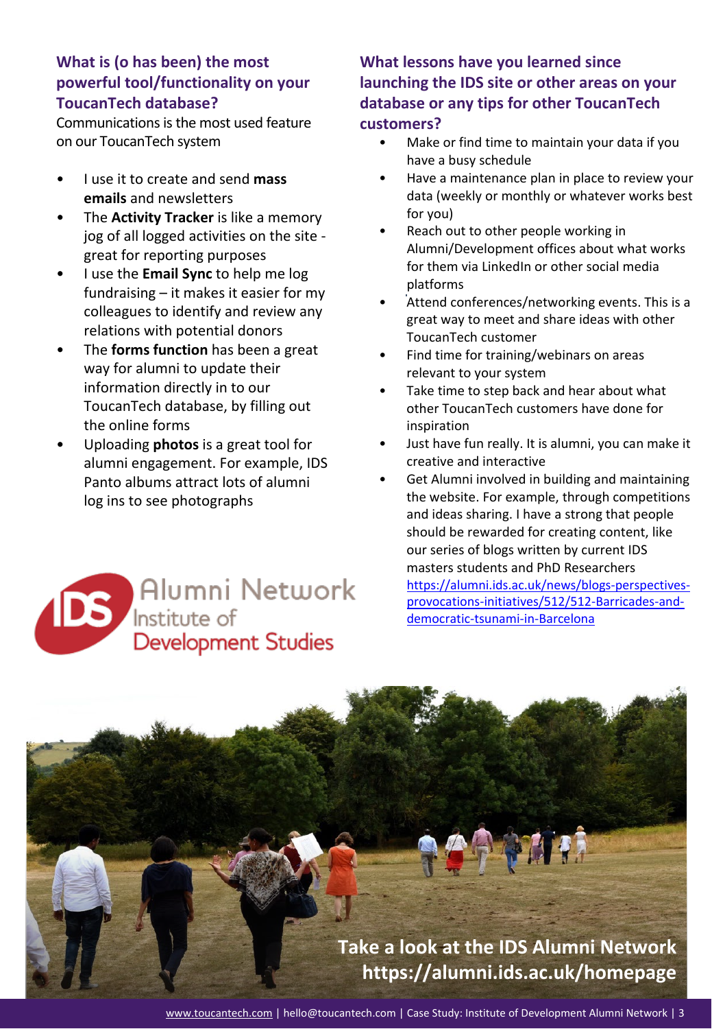## What is (o has been) the most powerful tool/functionality on your ToucanTech database?

Communications is the most used feature on our ToucanTech system

- I use it to create and send **mass emails** and newsletters
- The **Activity Tracker** is like a memory jog of all logged activities on the site - great for reporting purposes
- I use the **Email Sync** to help me log fundraising – it makes it easier for my colleagues to identify and review any relations with potential donors
- The **forms function** has been a great way for alumni to update their information directly in to our ToucanTech database, by filling out the online forms
- Uploading **photos** is a great tool for alumni engagement. For example, IDS Panto albums attract lots of alumni log ins to see photographs

IDS Alumni Network
Institute of Development Studies

## What lessons have you learned since launching the IDS site or other areas on your database or any tips for other ToucanTech customers?

- Make or find time to maintain your data if you have a busy schedule
- Have a maintenance plan in place to review your data (weekly or monthly or whatever works best for you)
- Reach out to other people working in Alumni/Development offices about what works for them via LinkedIn or other social media platforms
- Attend conferences/networking events. This is a great way to meet and share ideas with other ToucanTech customer
- Find time for training/webinars on areas relevant to your system
- Take time to step back and hear about what other ToucanTech customers have done for inspiration
- Just have fun really. It is alumni, you can make it creative and interactive
- Get Alumni involved in building and maintaining the website. For example, through competitions and ideas sharing. I have a strong that people should be rewarded for creating content, like our series of blogs written by current IDS masters students and PhD Researchers https://alumni.ids.ac.uk/news/blogs-perspectives-provocations-initiatives/512/512-Barricades-and-democratic-tsunami-in-Barcelona

**Take a look at the IDS Alumni Network**
**https://alumni.ids.ac.uk/homepage**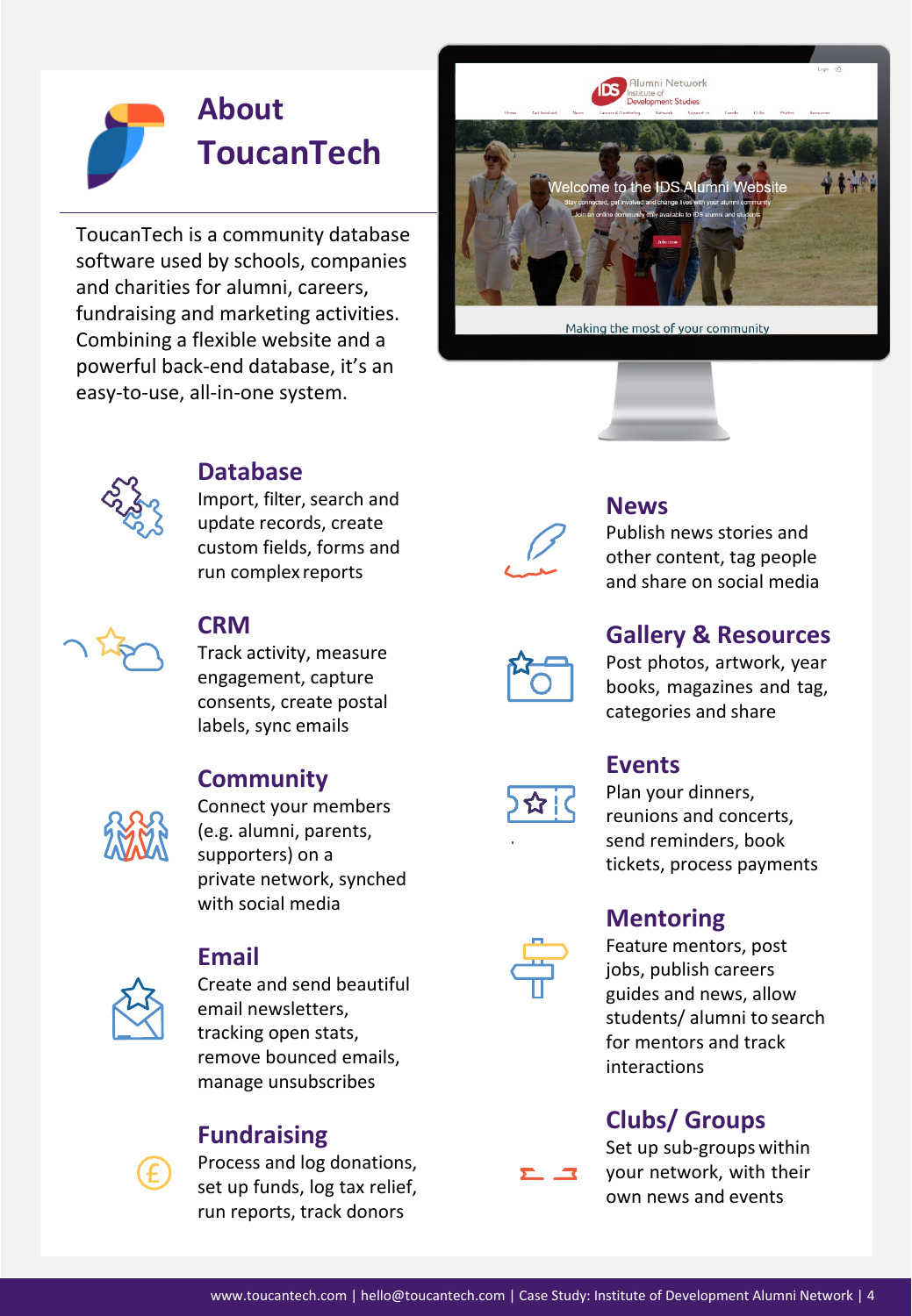# About ToucanTech

ToucanTech is a community database software used by schools, companies and charities for alumni, careers, fundraising and marketing activities. Combining a flexible website and a powerful back-end database, it's an easy-to-use, all-in-one system.

## Database

Import, filter, search and update records, create custom fields, forms and run complex reports

## CRM

Track activity, measure engagement, capture consents, create postal labels, sync emails

## Community

Connect your members (e.g. alumni, parents, supporters) on a private network, synched with social media

## Email

Create and send beautiful email newsletters, tracking open stats, remove bounced emails, manage unsubscribes

## Fundraising

Process and log donations, set up funds, log tax relief, run reports, track donors

## News

Publish news stories and other content, tag people and share on social media

## Gallery & Resources

Post photos, artwork, year books, magazines and tag, categories and share

## Events

Plan your dinners, reunions and concerts, send reminders, book tickets, process payments

## Mentoring

Feature mentors, post jobs, publish careers guides and news, allow students/ alumni to search for mentors and track interactions

## Clubs/ Groups

Set up sub-groups within your network, with their own news and events

www.toucantech.com | hello@toucantech.com | Case Study: Institute of Development Alumni Network